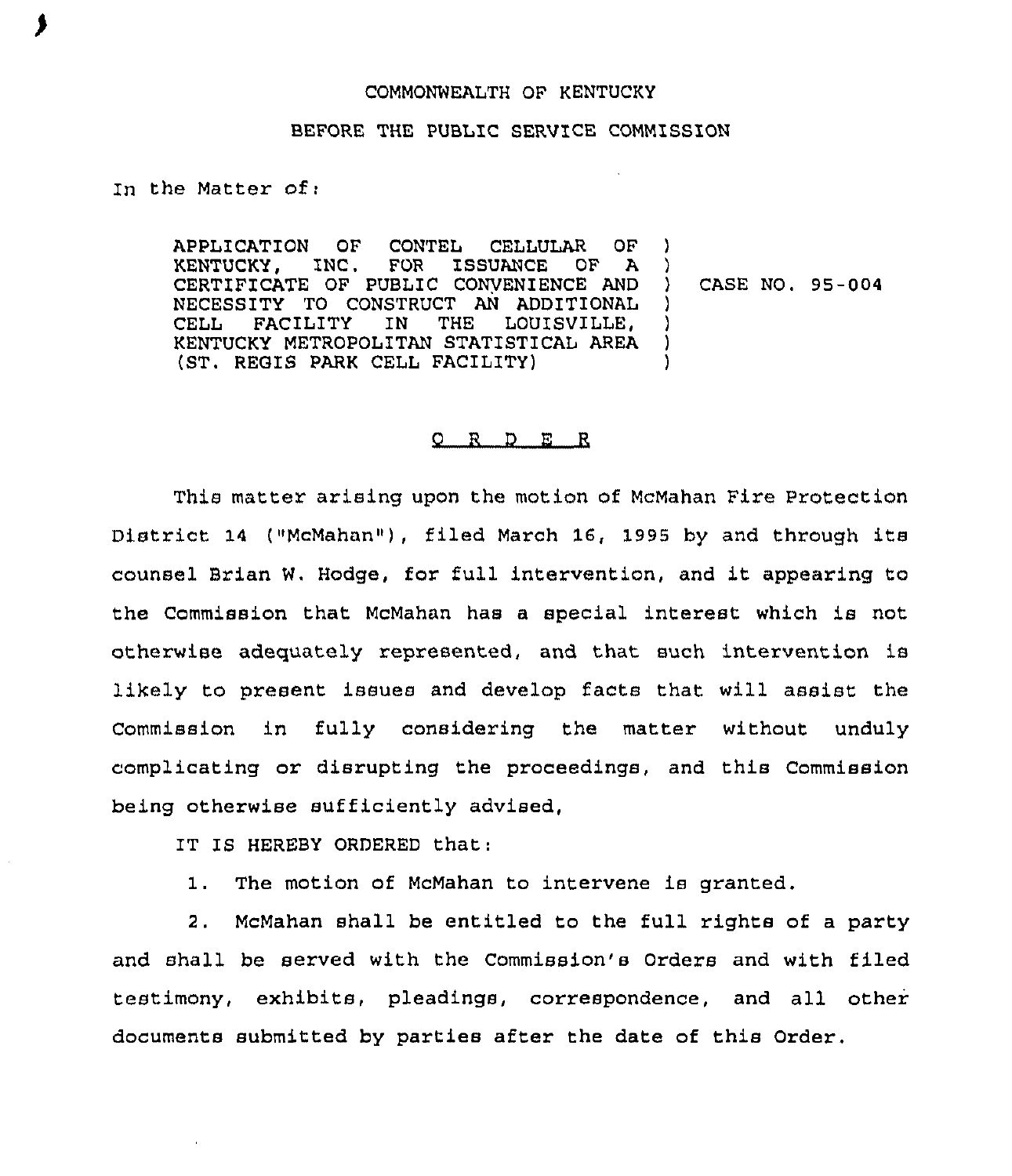COMMONWEALTH OF KENTUCKY

BEFORE THE PUBLIC SERVICE COMMISSION

In the Matter of:

APPLICATION OF CONTEL CELLULAR OF KENTUCKY, INC. FOR ISSUANCE OF A CERTIFICATE OF PUBLIC CONVENIENCE AND NECESSITY TO CONSTRUCT AN ADDITIONAL CELL FACILITY IN THE LOUISVILLE, KENTUCKY METROPOLITAN STATISTICAL AREA (ST. REGIS PARK CELL FACILITY) ) CASE NO. 95-004

O R D E R

This matter arising upon the motion of McMahan Fire Protection District 14 ("McMahan"), filed March 16, 1995 by and through its counsel Brian W. Hodge, for full intervention, and it appearing to the Commission that McMahan has a special interest which is not otherwise adequately represented, and that such intervention is likely to present issues and develop facts that will assist the Commission in fully considering the matter without unduly complicating or disrupting the proceedings, and this Commission being otherwise sufficiently advised,

IT IS HEREBY ORDERED that:

1. The motion of McMahan to intervene is granted.

2. McMahan shall be entitled to the full rights of a party and shall be served with the Commission's Orders and with filed testimony, exhibits, pleadings, correspondence, and all other documents submitted by parties after the date of this Order.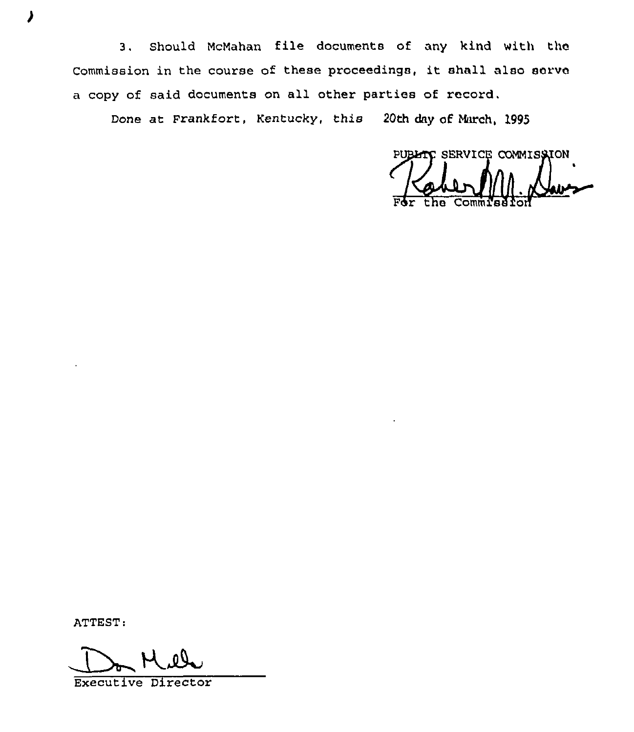3. Should McMahan file documents of any kind with the Commission in the course of these proceedings, it shall also serve a copy of said documents on all other parties of record.

Done at Frankfort, Kentucky, this 20th day of March, 1995

PUBLIC SERVICE COMMISSION

For the Commission

ATTEST:

Executive Director